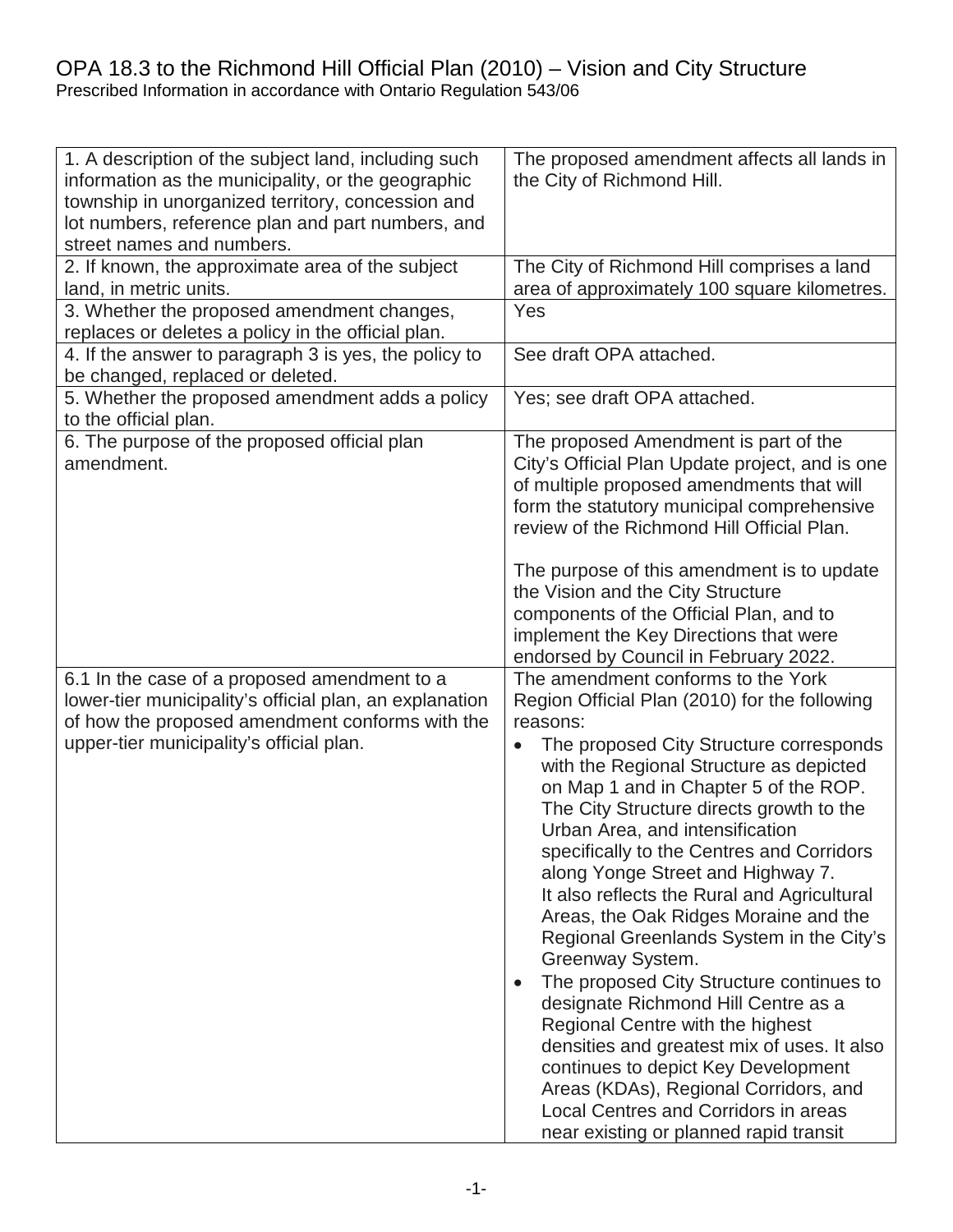# OPA 18.3 to the Richmond Hill Official Plan (2010) – Vision and City Structure

Prescribed Information in accordance with Ontario Regulation 543/06

| | |
|---|---|
| 1. A description of the subject land, including such information as the municipality, or the geographic township in unorganized territory, concession and lot numbers, reference plan and part numbers, and street names and numbers. | The proposed amendment affects all lands in the City of Richmond Hill. |
| 2. If known, the approximate area of the subject land, in metric units. | The City of Richmond Hill comprises a land area of approximately 100 square kilometres. |
| 3. Whether the proposed amendment changes, replaces or deletes a policy in the official plan. | Yes |
| 4. If the answer to paragraph 3 is yes, the policy to be changed, replaced or deleted. | See draft OPA attached. |
| 5. Whether the proposed amendment adds a policy to the official plan. | Yes; see draft OPA attached. |
| 6. The purpose of the proposed official plan amendment. | The proposed Amendment is part of the City's Official Plan Update project, and is one of multiple proposed amendments that will form the statutory municipal comprehensive review of the Richmond Hill Official Plan.<br><br>The purpose of this amendment is to update the Vision and the City Structure components of the Official Plan, and to implement the Key Directions that were endorsed by Council in February 2022. |
| 6.1 In the case of a proposed amendment to a lower-tier municipality's official plan, an explanation of how the proposed amendment conforms with the upper-tier municipality's official plan. | The amendment conforms to the York Region Official Plan (2010) for the following reasons:<br>• The proposed City Structure corresponds with the Regional Structure as depicted on Map 1 and in Chapter 5 of the ROP. The City Structure directs growth to the Urban Area, and intensification specifically to the Centres and Corridors along Yonge Street and Highway 7. It also reflects the Rural and Agricultural Areas, the Oak Ridges Moraine and the Regional Greenlands System in the City's Greenway System.<br>• The proposed City Structure continues to designate Richmond Hill Centre as a Regional Centre with the highest densities and greatest mix of uses. It also continues to depict Key Development Areas (KDAs), Regional Corridors, and Local Centres and Corridors in areas near existing or planned rapid transit |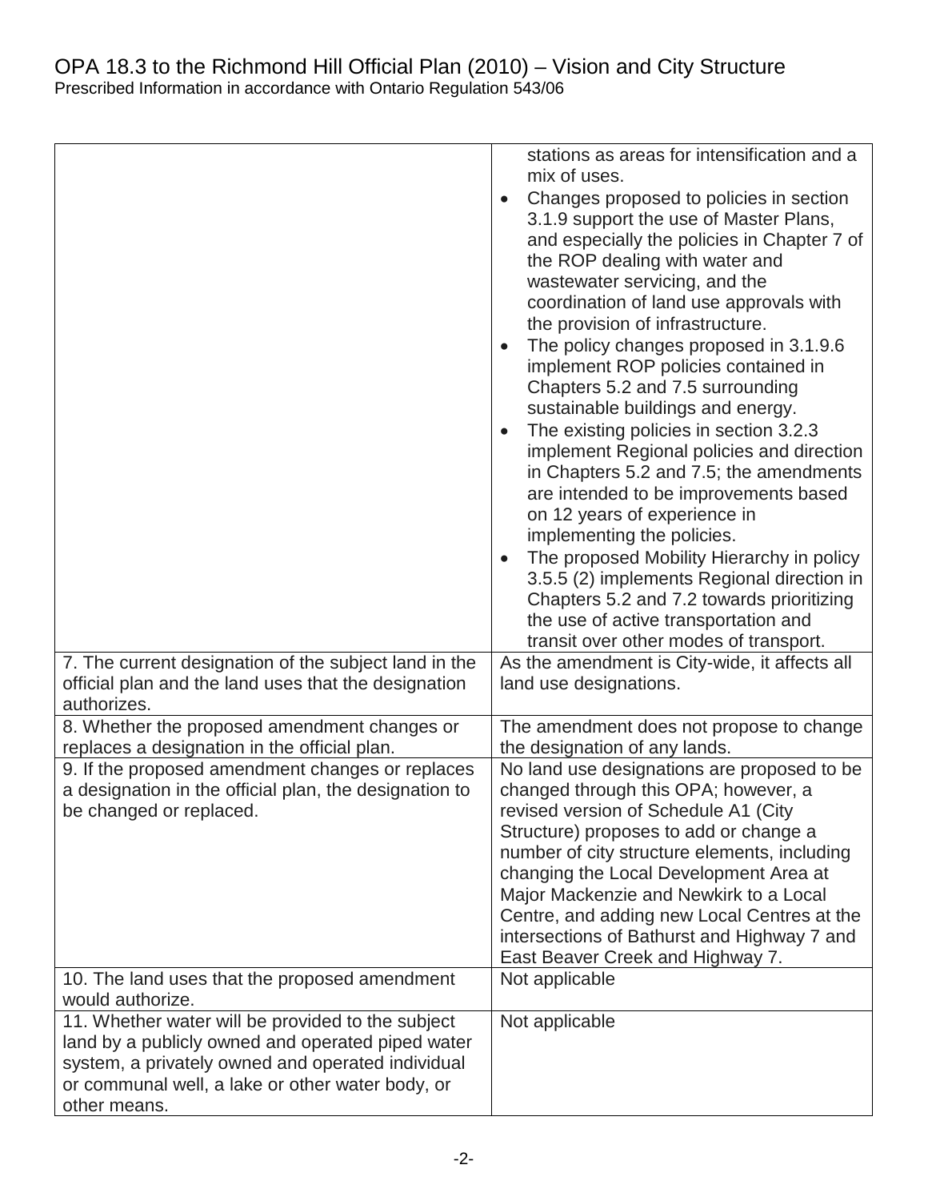| | |
|---|---|
| | stations as areas for intensification and a mix of uses.<br>• Changes proposed to policies in section 3.1.9 support the use of Master Plans, and especially the policies in Chapter 7 of the ROP dealing with water and wastewater servicing, and the coordination of land use approvals with the provision of infrastructure.<br>• The policy changes proposed in 3.1.9.6 implement ROP policies contained in Chapters 5.2 and 7.5 surrounding sustainable buildings and energy.<br>• The existing policies in section 3.2.3 implement Regional policies and direction in Chapters 5.2 and 7.5; the amendments are intended to be improvements based on 12 years of experience in implementing the policies.<br>• The proposed Mobility Hierarchy in policy 3.5.5 (2) implements Regional direction in Chapters 5.2 and 7.2 towards prioritizing the use of active transportation and transit over other modes of transport. |
| 7. The current designation of the subject land in the official plan and the land uses that the designation authorizes. | As the amendment is City-wide, it affects all land use designations. |
| 8. Whether the proposed amendment changes or replaces a designation in the official plan. | The amendment does not propose to change the designation of any lands. |
| 9. If the proposed amendment changes or replaces a designation in the official plan, the designation to be changed or replaced. | No land use designations are proposed to be changed through this OPA; however, a revised version of Schedule A1 (City Structure) proposes to add or change a number of city structure elements, including changing the Local Development Area at Major Mackenzie and Newkirk to a Local Centre, and adding new Local Centres at the intersections of Bathurst and Highway 7 and East Beaver Creek and Highway 7. |
| 10. The land uses that the proposed amendment would authorize. | Not applicable |
| 11. Whether water will be provided to the subject land by a publicly owned and operated piped water system, a privately owned and operated individual or communal well, a lake or other water body, or other means. | Not applicable |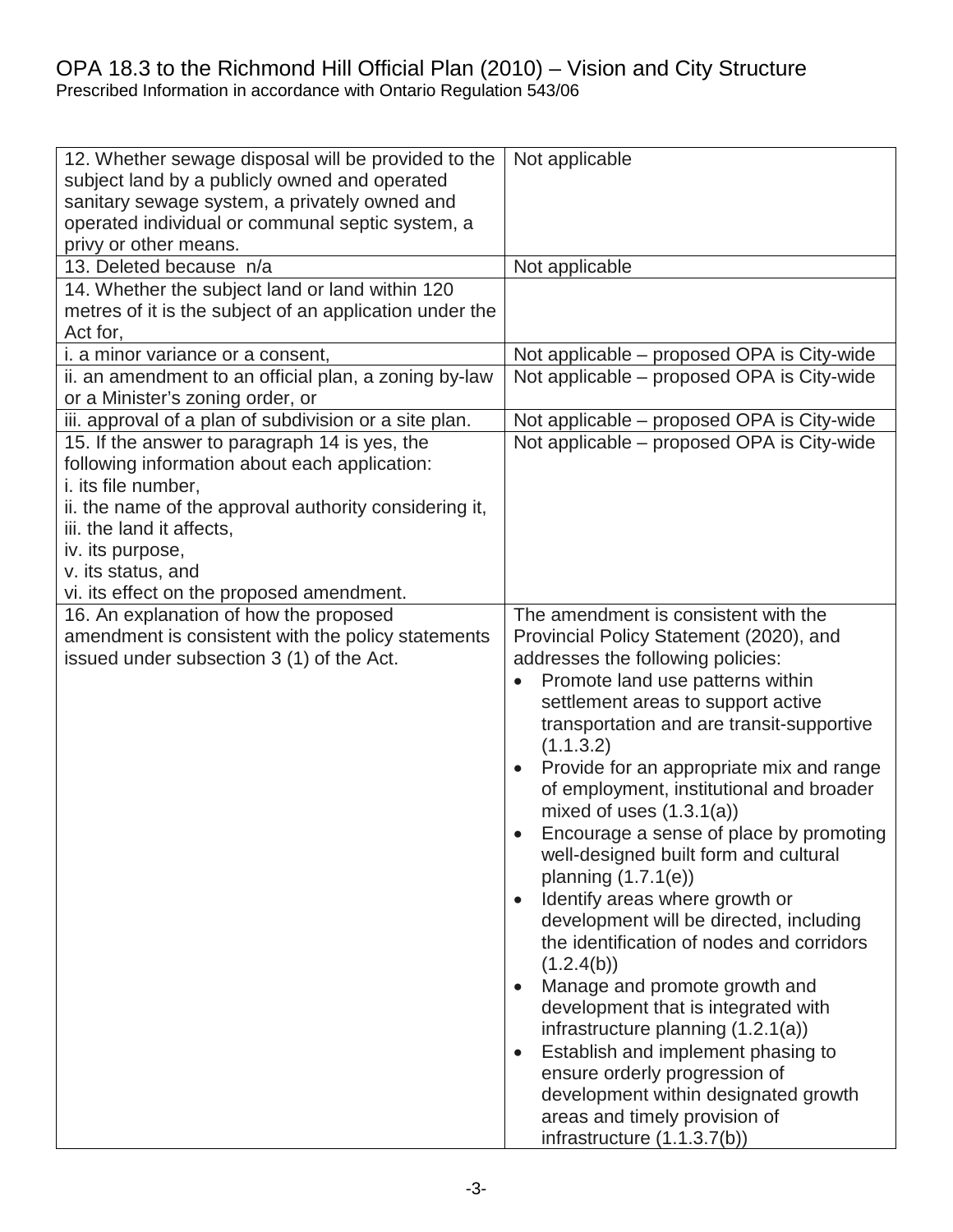OPA 18.3 to the Richmond Hill Official Plan (2010) – Vision and City Structure
Prescribed Information in accordance with Ontario Regulation 543/06

| | |
|---|---|
| 12. Whether sewage disposal will be provided to the subject land by a publicly owned and operated sanitary sewage system, a privately owned and operated individual or communal septic system, a privy or other means. | Not applicable |
| 13. Deleted because n/a | Not applicable |
| 14. Whether the subject land or land within 120 metres of it is the subject of an application under the Act for, | |
| i. a minor variance or a consent, | Not applicable – proposed OPA is City-wide |
| ii. an amendment to an official plan, a zoning by-law or a Minister's zoning order, or | Not applicable – proposed OPA is City-wide |
| iii. approval of a plan of subdivision or a site plan. | Not applicable – proposed OPA is City-wide |
| 15. If the answer to paragraph 14 is yes, the following information about each application:<br>i. its file number,<br>ii. the name of the approval authority considering it,<br>iii. the land it affects,<br>iv. its purpose,<br>v. its status, and<br>vi. its effect on the proposed amendment. | Not applicable – proposed OPA is City-wide |
| 16. An explanation of how the proposed amendment is consistent with the policy statements issued under subsection 3 (1) of the Act. | The amendment is consistent with the Provincial Policy Statement (2020), and addresses the following policies:<br>• Promote land use patterns within settlement areas to support active transportation and are transit-supportive (1.1.3.2)<br>• Provide for an appropriate mix and range of employment, institutional and broader mixed of uses (1.3.1(a))<br>• Encourage a sense of place by promoting well-designed built form and cultural planning (1.7.1(e))<br>• Identify areas where growth or development will be directed, including the identification of nodes and corridors (1.2.4(b))<br>• Manage and promote growth and development that is integrated with infrastructure planning (1.2.1(a))<br>• Establish and implement phasing to ensure orderly progression of development within designated growth areas and timely provision of infrastructure (1.1.3.7(b)) |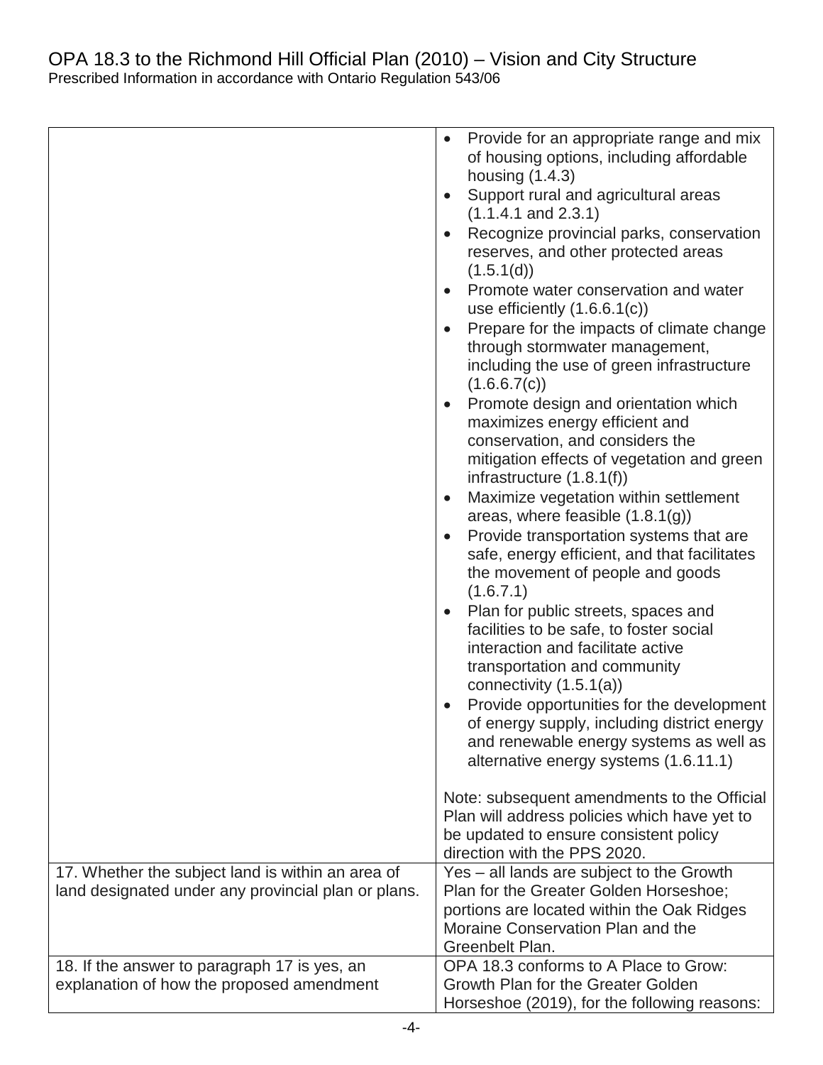| | |
|---|---|
| | • Provide for an appropriate range and mix of housing options, including affordable housing (1.4.3)<br>• Support rural and agricultural areas (1.1.4.1 and 2.3.1)<br>• Recognize provincial parks, conservation reserves, and other protected areas (1.5.1(d))<br>• Promote water conservation and water use efficiently (1.6.6.1(c))<br>• Prepare for the impacts of climate change through stormwater management, including the use of green infrastructure (1.6.6.7(c))<br>• Promote design and orientation which maximizes energy efficient and conservation, and considers the mitigation effects of vegetation and green infrastructure (1.8.1(f))<br>• Maximize vegetation within settlement areas, where feasible (1.8.1(g))<br>• Provide transportation systems that are safe, energy efficient, and that facilitates the movement of people and goods (1.6.7.1)<br>• Plan for public streets, spaces and facilities to be safe, to foster social interaction and facilitate active transportation and community connectivity (1.5.1(a))<br>• Provide opportunities for the development of energy supply, including district energy and renewable energy systems as well as alternative energy systems (1.6.11.1)<br><br>Note: subsequent amendments to the Official Plan will address policies which have yet to be updated to ensure consistent policy direction with the PPS 2020. |
| 17. Whether the subject land is within an area of land designated under any provincial plan or plans. | Yes – all lands are subject to the Growth Plan for the Greater Golden Horseshoe; portions are located within the Oak Ridges Moraine Conservation Plan and the Greenbelt Plan. |
| 18. If the answer to paragraph 17 is yes, an explanation of how the proposed amendment | OPA 18.3 conforms to A Place to Grow: Growth Plan for the Greater Golden Horseshoe (2019), for the following reasons: |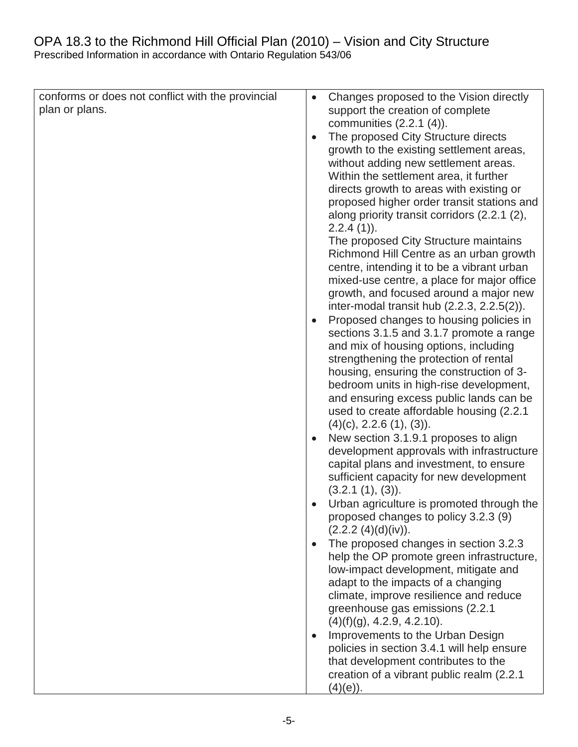| | |
|---|---|
| conforms or does not conflict with the provincial plan or plans. | • Changes proposed to the Vision directly support the creation of complete communities (2.2.1 (4)).<br>• The proposed City Structure directs growth to the existing settlement areas, without adding new settlement areas. Within the settlement area, it further directs growth to areas with existing or proposed higher order transit stations and along priority transit corridors (2.2.1 (2), 2.2.4 (1)).<br>The proposed City Structure maintains Richmond Hill Centre as an urban growth centre, intending it to be a vibrant urban mixed-use centre, a place for major office growth, and focused around a major new inter-modal transit hub (2.2.3, 2.2.5(2)).<br>• Proposed changes to housing policies in sections 3.1.5 and 3.1.7 promote a range and mix of housing options, including strengthening the protection of rental housing, ensuring the construction of 3-bedroom units in high-rise development, and ensuring excess public lands can be used to create affordable housing (2.2.1 (4)(c), 2.2.6 (1), (3)).<br>• New section 3.1.9.1 proposes to align development approvals with infrastructure capital plans and investment, to ensure sufficient capacity for new development (3.2.1 (1), (3)).<br>• Urban agriculture is promoted through the proposed changes to policy 3.2.3 (9) (2.2.2 (4)(d)(iv)).<br>• The proposed changes in section 3.2.3 help the OP promote green infrastructure, low-impact development, mitigate and adapt to the impacts of a changing climate, improve resilience and reduce greenhouse gas emissions (2.2.1 (4)(f)(g), 4.2.9, 4.2.10).<br>• Improvements to the Urban Design policies in section 3.4.1 will help ensure that development contributes to the creation of a vibrant public realm (2.2.1 (4)(e)). |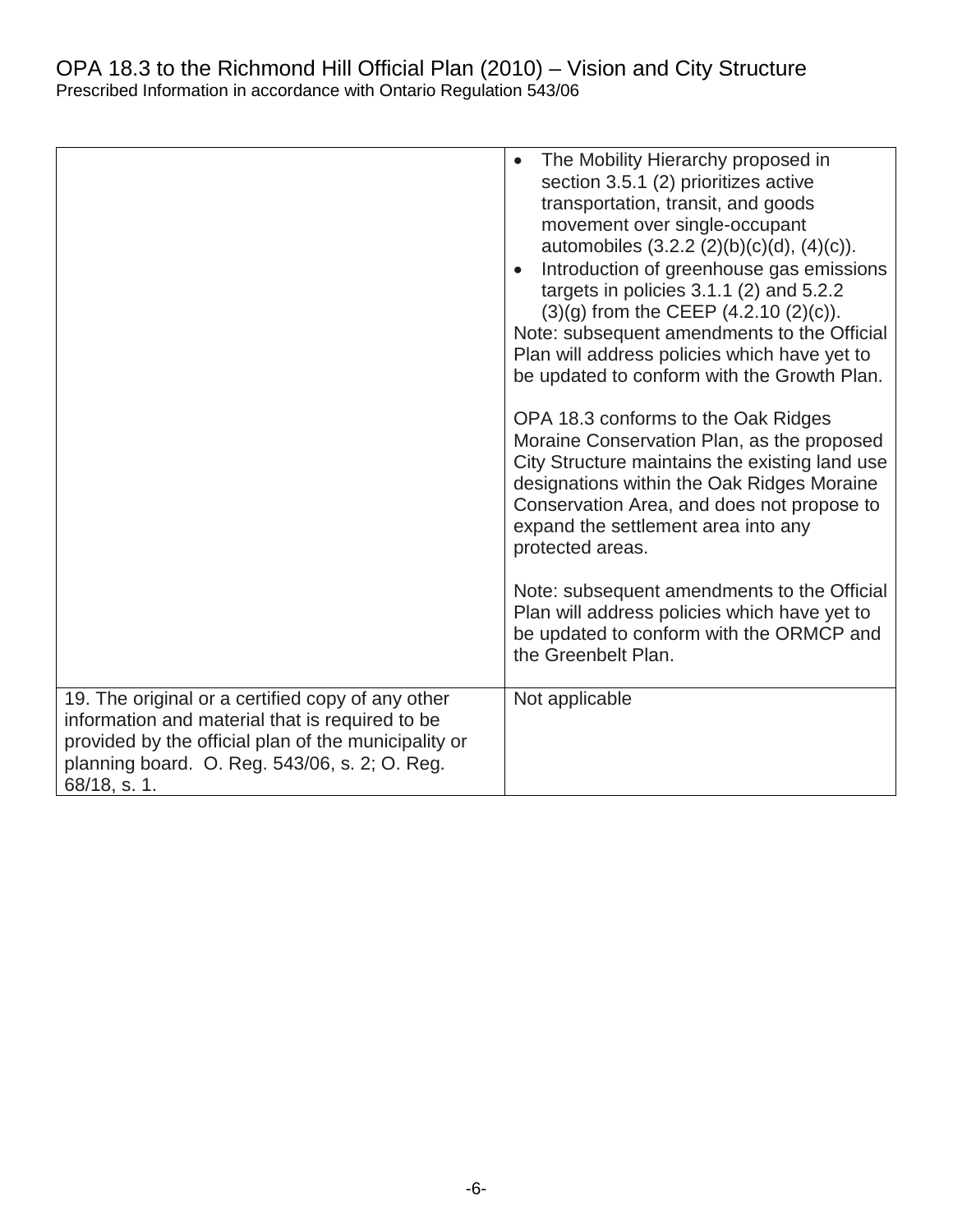| | |
|---|---|
| | • The Mobility Hierarchy proposed in section 3.5.1 (2) prioritizes active transportation, transit, and goods movement over single-occupant automobiles (3.2.2 (2)(b)(c)(d), (4)(c)).<br>• Introduction of greenhouse gas emissions targets in policies 3.1.1 (2) and 5.2.2 (3)(g) from the CEEP (4.2.10 (2)(c)).<br>Note: subsequent amendments to the Official Plan will address policies which have yet to be updated to conform with the Growth Plan.<br><br>OPA 18.3 conforms to the Oak Ridges Moraine Conservation Plan, as the proposed City Structure maintains the existing land use designations within the Oak Ridges Moraine Conservation Area, and does not propose to expand the settlement area into any protected areas.<br><br>Note: subsequent amendments to the Official Plan will address policies which have yet to be updated to conform with the ORMCP and the Greenbelt Plan. |
| 19. The original or a certified copy of any other information and material that is required to be provided by the official plan of the municipality or planning board. O. Reg. 543/06, s. 2; O. Reg. 68/18, s. 1. | Not applicable |